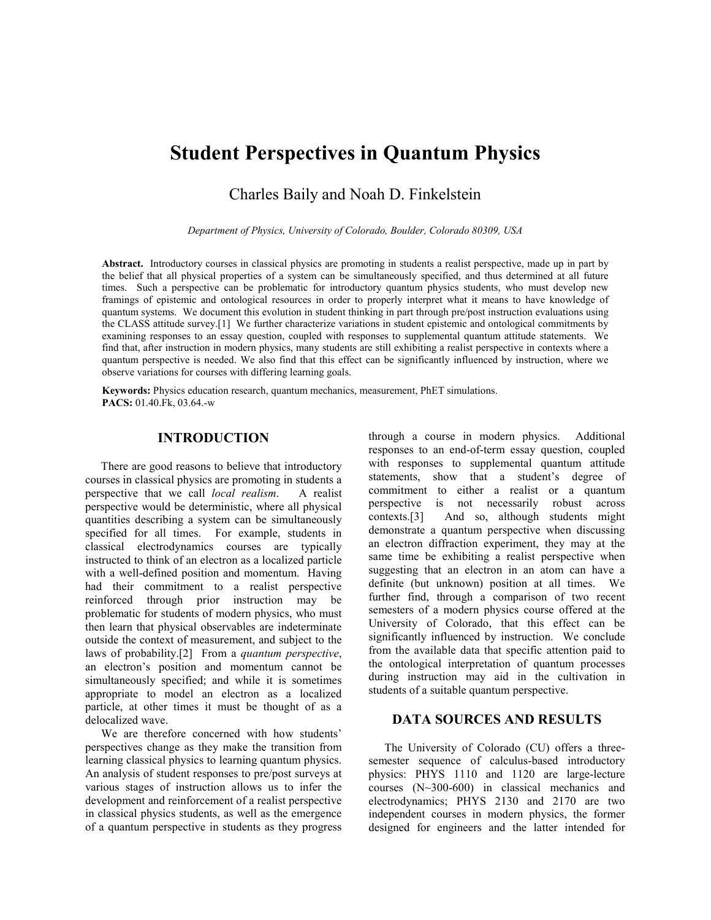# Student Perspectives in Quantum Physics

Charles Baily and Noah D. Finkelstein

*Department of Physics, University of Colorado, Boulder, Colorado 80309, USA*

**Abstract.** Introductory courses in classical physics are promoting in students a realist perspective, made up in part by the belief that all physical properties of a system can be simultaneously specified, and thus determined at all future times. Such a perspective can be problematic for introductory quantum physics students, who must develop new framings of epistemic and ontological resources in order to properly interpret what it means to have knowledge of quantum systems. We document this evolution in student thinking in part through pre/post instruction evaluations using the CLASS attitude survey.[1] We further characterize variations in student epistemic and ontological commitments by examining responses to an essay question, coupled with responses to supplemental quantum attitude statements. We find that, after instruction in modern physics, many students are still exhibiting a realist perspective in contexts where a quantum perspective is needed. We also find that this effect can be significantly influenced by instruction, where we observe variations for courses with differing learning goals.

**Keywords:** Physics education research, quantum mechanics, measurement, PhET simulations.
**PACS:** 01.40.Fk, 03.64.-w

## INTRODUCTION

There are good reasons to believe that introductory courses in classical physics are promoting in students a perspective that we call *local realism*. A realist perspective would be deterministic, where all physical quantities describing a system can be simultaneously specified for all times. For example, students in classical electrodynamics courses are typically instructed to think of an electron as a localized particle with a well-defined position and momentum. Having had their commitment to a realist perspective reinforced through prior instruction may be problematic for students of modern physics, who must then learn that physical observables are indeterminate outside the context of measurement, and subject to the laws of probability.[2] From a *quantum perspective*, an electron's position and momentum cannot be simultaneously specified; and while it is sometimes appropriate to model an electron as a localized particle, at other times it must be thought of as a delocalized wave.

We are therefore concerned with how students' perspectives change as they make the transition from learning classical physics to learning quantum physics. An analysis of student responses to pre/post surveys at various stages of instruction allows us to infer the development and reinforcement of a realist perspective in classical physics students, as well as the emergence of a quantum perspective in students as they progress through a course in modern physics. Additional responses to an end-of-term essay question, coupled with responses to supplemental quantum attitude statements, show that a student's degree of commitment to either a realist or a quantum perspective is not necessarily robust across contexts.[3] And so, although students might demonstrate a quantum perspective when discussing an electron diffraction experiment, they may at the same time be exhibiting a realist perspective when suggesting that an electron in an atom can have a definite (but unknown) position at all times. We further find, through a comparison of two recent semesters of a modern physics course offered at the University of Colorado, that this effect can be significantly influenced by instruction. We conclude from the available data that specific attention paid to the ontological interpretation of quantum processes during instruction may aid in the cultivation in students of a suitable quantum perspective.

## DATA SOURCES AND RESULTS

The University of Colorado (CU) offers a three-semester sequence of calculus-based introductory physics: PHYS 1110 and 1120 are large-lecture courses (N~300-600) in classical mechanics and electrodynamics; PHYS 2130 and 2170 are two independent courses in modern physics, the former designed for engineers and the latter intended for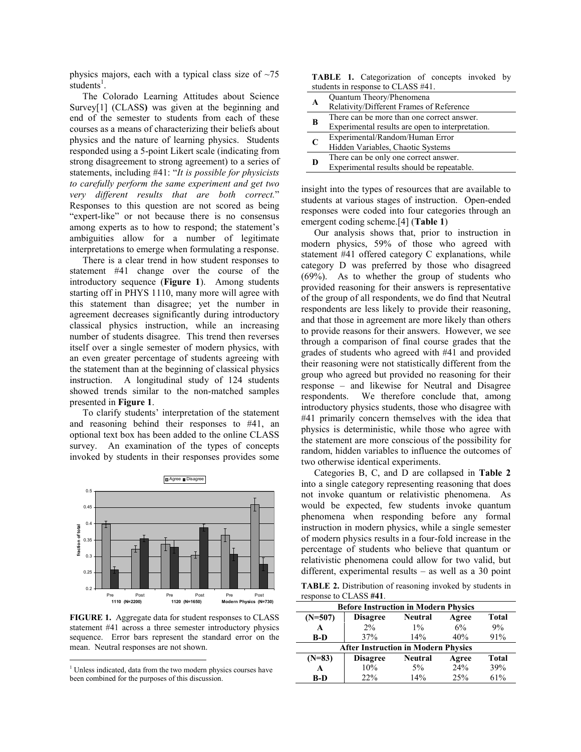physics majors, each with a typical class size of ~75 students[1].

The Colorado Learning Attitudes about Science Survey[1] (CLASS) was given at the beginning and end of the semester to students from each of these courses as a means of characterizing their beliefs about physics and the nature of learning physics. Students responded using a 5-point Likert scale (indicating from strong disagreement to strong agreement) to a series of statements, including #41: "*It is possible for physicists to carefully perform the same experiment and get two very different results that are both correct.*" Responses to this question are not scored as being "expert-like" or not because there is no consensus among experts as to how to respond; the statement's ambiguities allow for a number of legitimate interpretations to emerge when formulating a response.

There is a clear trend in how student responses to statement #41 change over the course of the introductory sequence (**Figure 1**). Among students starting off in PHYS 1110, many more will agree with this statement than disagree; yet the number in agreement decreases significantly during introductory classical physics instruction, while an increasing number of students disagree. This trend then reverses itself over a single semester of modern physics, with an even greater percentage of students agreeing with the statement than at the beginning of classical physics instruction. A longitudinal study of 124 students showed trends similar to the non-matched samples presented in **Figure 1**.

To clarify students' interpretation of the statement and reasoning behind their responses to #41, an optional text box has been added to the online CLASS survey. An examination of the types of concepts invoked by students in their responses provides some insight into the types of resources that are available to students at various stages of instruction. Open-ended responses were coded into four categories through an emergent coding scheme.[4] (**Table 1**)

**FIGURE 1.** Aggregate data for student responses to CLASS statement #41 across a three semester introductory physics sequence. Error bars represent the standard error on the mean. Neutral responses are not shown.

[1] Unless indicated, data from the two modern physics courses have been combined for the purposes of this discussion.

**TABLE 1.** Categorization of concepts invoked by students in response to CLASS #41.

| | |
|---|---|
| **A** | Quantum Theory/Phenomena<br>Relativity/Different Frames of Reference |
| **B** | There can be more than one correct answer.<br>Experimental results are open to interpretation. |
| **C** | Experimental/Random/Human Error<br>Hidden Variables, Chaotic Systems |
| **D** | There can be only one correct answer.<br>Experimental results should be repeatable. |

Our analysis shows that, prior to instruction in modern physics, 59% of those who agreed with statement #41 offered category C explanations, while category D was preferred by those who disagreed (69%). As to whether the group of students who provided reasoning for their answers is representative of the group of all respondents, we do find that Neutral respondents are less likely to provide their reasoning, and that those in agreement are more likely than others to provide reasons for their answers. However, we see through a comparison of final course grades that the grades of students who agreed with #41 and provided their reasoning were not statistically different from the group who agreed but provided no reasoning for their response – and likewise for Neutral and Disagree respondents. We therefore conclude that, among introductory physics students, those who disagree with #41 primarily concern themselves with the idea that physics is deterministic, while those who agree with the statement are more conscious of the possibility for random, hidden variables to influence the outcomes of two otherwise identical experiments.

Categories B, C, and D are collapsed in **Table 2** into a single category representing reasoning that does not invoke quantum or relativistic phenomena. As would be expected, few students invoke quantum phenomena when responding before any formal instruction in modern physics, while a single semester of modern physics results in a four-fold increase in the percentage of students who believe that quantum or relativistic phenomena could allow for two valid, but different, experimental results – as well as a 30 point

**TABLE 2.** Distribution of reasoning invoked by students in response to CLASS **#41**.

| **Before Instruction in Modern Physics** | | | | |
|---|---|---|---|---|
| **(N=507)** | **Disagree** | **Neutral** | **Agree** | **Total** |
| **A** | 2% | 1% | 6% | 9% |
| **B-D** | 37% | 14% | 40% | 91% |
| **After Instruction in Modern Physics** | | | | |
| **(N=83)** | **Disagree** | **Neutral** | **Agree** | **Total** |
| **A** | 10% | 5% | 24% | 39% |
| **B-D** | 22% | 14% | 25% | 61% |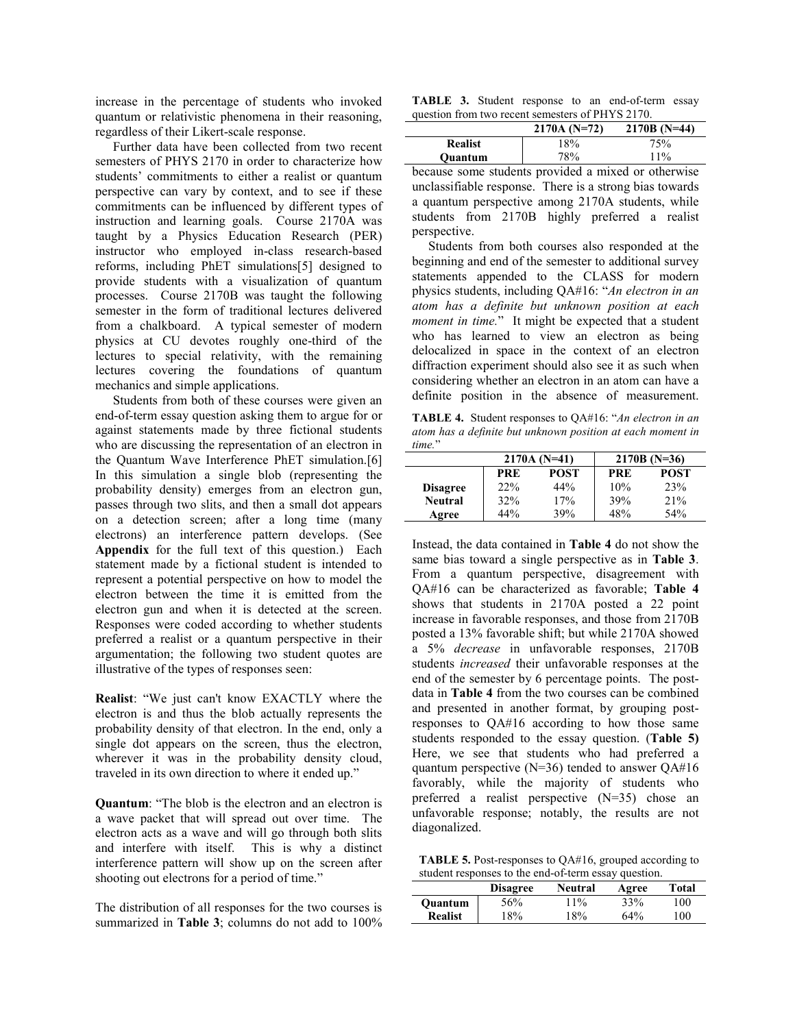increase in the percentage of students who invoked quantum or relativistic phenomena in their reasoning, regardless of their Likert-scale response.

Further data have been collected from two recent semesters of PHYS 2170 in order to characterize how students' commitments to either a realist or quantum perspective can vary by context, and to see if these commitments can be influenced by different types of instruction and learning goals. Course 2170A was taught by a Physics Education Research (PER) instructor who employed in-class research-based reforms, including PhET simulations[5] designed to provide students with a visualization of quantum processes. Course 2170B was taught the following semester in the form of traditional lectures delivered from a chalkboard. A typical semester of modern physics at CU devotes roughly one-third of the lectures to special relativity, with the remaining lectures covering the foundations of quantum mechanics and simple applications.

Students from both of these courses were given an end-of-term essay question asking them to argue for or against statements made by three fictional students who are discussing the representation of an electron in the Quantum Wave Interference PhET simulation.[6] In this simulation a single blob (representing the probability density) emerges from an electron gun, passes through two slits, and then a small dot appears on a detection screen; after a long time (many electrons) an interference pattern develops. (See **Appendix** for the full text of this question.) Each statement made by a fictional student is intended to represent a potential perspective on how to model the electron between the time it is emitted from the electron gun and when it is detected at the screen. Responses were coded according to whether students preferred a realist or a quantum perspective in their argumentation; the following two student quotes are illustrative of the types of responses seen:

**Realist**: "We just can't know EXACTLY where the electron is and thus the blob actually represents the probability density of that electron. In the end, only a single dot appears on the screen, thus the electron, wherever it was in the probability density cloud, traveled in its own direction to where it ended up."

**Quantum**: "The blob is the electron and an electron is a wave packet that will spread out over time. The electron acts as a wave and will go through both slits and interfere with itself. This is why a distinct interference pattern will show up on the screen after shooting out electrons for a period of time."

The distribution of all responses for the two courses is summarized in **Table 3**; columns do not add to 100% because some students provided a mixed or otherwise unclassifiable response. There is a strong bias towards a quantum perspective among 2170A students, while students from 2170B highly preferred a realist perspective.

**TABLE 3.** Student response to an end-of-term essay question from two recent semesters of PHYS 2170.

| | 2170A (N=72) | 2170B (N=44) |
|---|---|---|
| **Realist** | 18% | 75% |
| **Quantum** | 78% | 11% |

Students from both courses also responded at the beginning and end of the semester to additional survey statements appended to the CLASS for modern physics students, including QA#16: "*An electron in an atom has a definite but unknown position at each moment in time.*" It might be expected that a student who has learned to view an electron as being delocalized in space in the context of an electron diffraction experiment should also see it as such when considering whether an electron in an atom can have a definite position in the absence of measurement.

**TABLE 4.** Student responses to QA#16: "*An electron in an atom has a definite but unknown position at each moment in time.*"

| | 2170A (N=41) | | 2170B (N=36) | |
|---|---|---|---|---|
| | **PRE** | **POST** | **PRE** | **POST** |
| **Disagree** | 22% | 44% | 10% | 23% |
| **Neutral** | 32% | 17% | 39% | 21% |
| **Agree** | 44% | 39% | 48% | 54% |

Instead, the data contained in **Table 4** do not show the same bias toward a single perspective as in **Table 3**. From a quantum perspective, disagreement with QA#16 can be characterized as favorable; **Table 4** shows that students in 2170A posted a 22 point increase in favorable responses, and those from 2170B posted a 13% favorable shift; but while 2170A showed a 5% *decrease* in unfavorable responses, 2170B students *increased* their unfavorable responses at the end of the semester by 6 percentage points. The post-data in **Table 4** from the two courses can be combined and presented in another format, by grouping post-responses to QA#16 according to how those same students responded to the essay question. (**Table 5)** Here, we see that students who had preferred a quantum perspective (N=36) tended to answer QA#16 favorably, while the majority of students who preferred a realist perspective (N=35) chose an unfavorable response; notably, the results are not diagonalized.

**TABLE 5.** Post-responses to QA#16, grouped according to student responses to the end-of-term essay question.

| | Disagree | Neutral | Agree | Total |
|---|---|---|---|---|
| **Quantum** | 56% | 11% | 33% | 100 |
| **Realist** | 18% | 18% | 64% | 100 |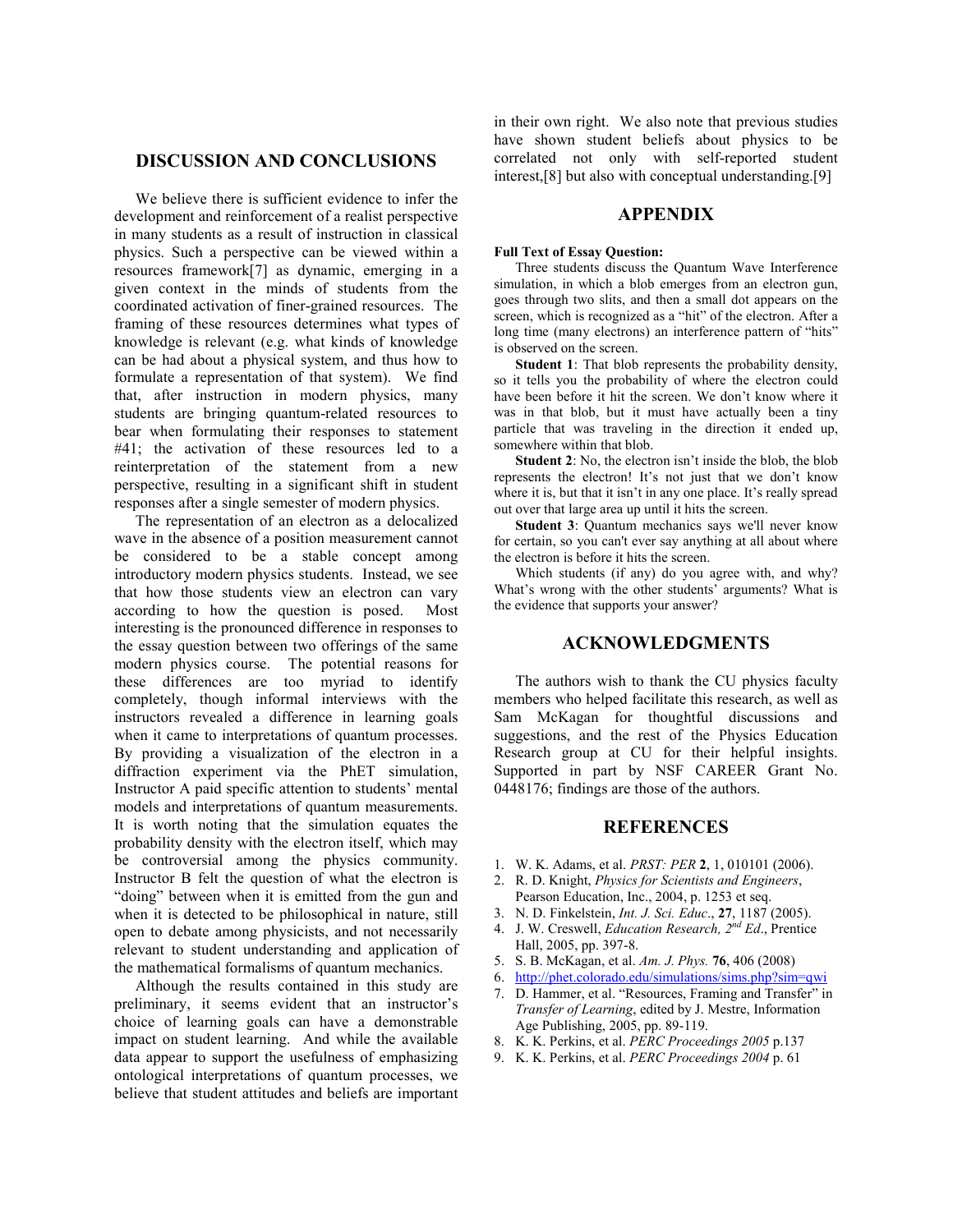## DISCUSSION AND CONCLUSIONS

We believe there is sufficient evidence to infer the development and reinforcement of a realist perspective in many students as a result of instruction in classical physics. Such a perspective can be viewed within a resources framework[7] as dynamic, emerging in a given context in the minds of students from the coordinated activation of finer-grained resources. The framing of these resources determines what types of knowledge is relevant (e.g. what kinds of knowledge can be had about a physical system, and thus how to formulate a representation of that system). We find that, after instruction in modern physics, many students are bringing quantum-related resources to bear when formulating their responses to statement #41; the activation of these resources led to a reinterpretation of the statement from a new perspective, resulting in a significant shift in student responses after a single semester of modern physics.

The representation of an electron as a delocalized wave in the absence of a position measurement cannot be considered to be a stable concept among introductory modern physics students. Instead, we see that how those students view an electron can vary according to how the question is posed. Most interesting is the pronounced difference in responses to the essay question between two offerings of the same modern physics course. The potential reasons for these differences are too myriad to identify completely, though informal interviews with the instructors revealed a difference in learning goals when it came to interpretations of quantum processes. By providing a visualization of the electron in a diffraction experiment via the PhET simulation, Instructor A paid specific attention to students' mental models and interpretations of quantum measurements. It is worth noting that the simulation equates the probability density with the electron itself, which may be controversial among the physics community. Instructor B felt the question of what the electron is "doing" between when it is emitted from the gun and when it is detected to be philosophical in nature, still open to debate among physicists, and not necessarily relevant to student understanding and application of the mathematical formalisms of quantum mechanics.

Although the results contained in this study are preliminary, it seems evident that an instructor's choice of learning goals can have a demonstrable impact on student learning. And while the available data appear to support the usefulness of emphasizing ontological interpretations of quantum processes, we believe that student attitudes and beliefs are important in their own right. We also note that previous studies have shown student beliefs about physics to be correlated not only with self-reported student interest,[8] but also with conceptual understanding.[9]

## APPENDIX

**Full Text of Essay Question:**

Three students discuss the Quantum Wave Interference simulation, in which a blob emerges from an electron gun, goes through two slits, and then a small dot appears on the screen, which is recognized as a "hit" of the electron. After a long time (many electrons) an interference pattern of "hits" is observed on the screen.

**Student 1**: That blob represents the probability density, so it tells you the probability of where the electron could have been before it hit the screen. We don't know where it was in that blob, but it must have actually been a tiny particle that was traveling in the direction it ended up, somewhere within that blob.

**Student 2**: No, the electron isn't inside the blob, the blob represents the electron! It's not just that we don't know where it is, but that it isn't in any one place. It's really spread out over that large area up until it hits the screen.

**Student 3**: Quantum mechanics says we'll never know for certain, so you can't ever say anything at all about where the electron is before it hits the screen.

Which students (if any) do you agree with, and why? What's wrong with the other students' arguments? What is the evidence that supports your answer?

## ACKNOWLEDGMENTS

The authors wish to thank the CU physics faculty members who helped facilitate this research, as well as Sam McKagan for thoughtful discussions and suggestions, and the rest of the Physics Education Research group at CU for their helpful insights. Supported in part by NSF CAREER Grant No. 0448176; findings are those of the authors.

## REFERENCES

1. W. K. Adams, et al. *PRST: PER* **2**, 1, 010101 (2006).
2. R. D. Knight, *Physics for Scientists and Engineers*, Pearson Education, Inc., 2004, p. 1253 et seq.
3. N. D. Finkelstein, *Int. J. Sci. Educ*., **27**, 1187 (2005).
4. J. W. Creswell, *Education Research, 2nd Ed*., Prentice Hall, 2005, pp. 397-8.
5. S. B. McKagan, et al. *Am. J. Phys.* **76**, 406 (2008)
6. http://phet.colorado.edu/simulations/sims.php?sim=qwi
7. D. Hammer, et al. "Resources, Framing and Transfer" in *Transfer of Learning*, edited by J. Mestre, Information Age Publishing, 2005, pp. 89-119.
8. K. K. Perkins, et al. *PERC Proceedings 2005* p.137
9. K. K. Perkins, et al. *PERC Proceedings 2004* p. 61